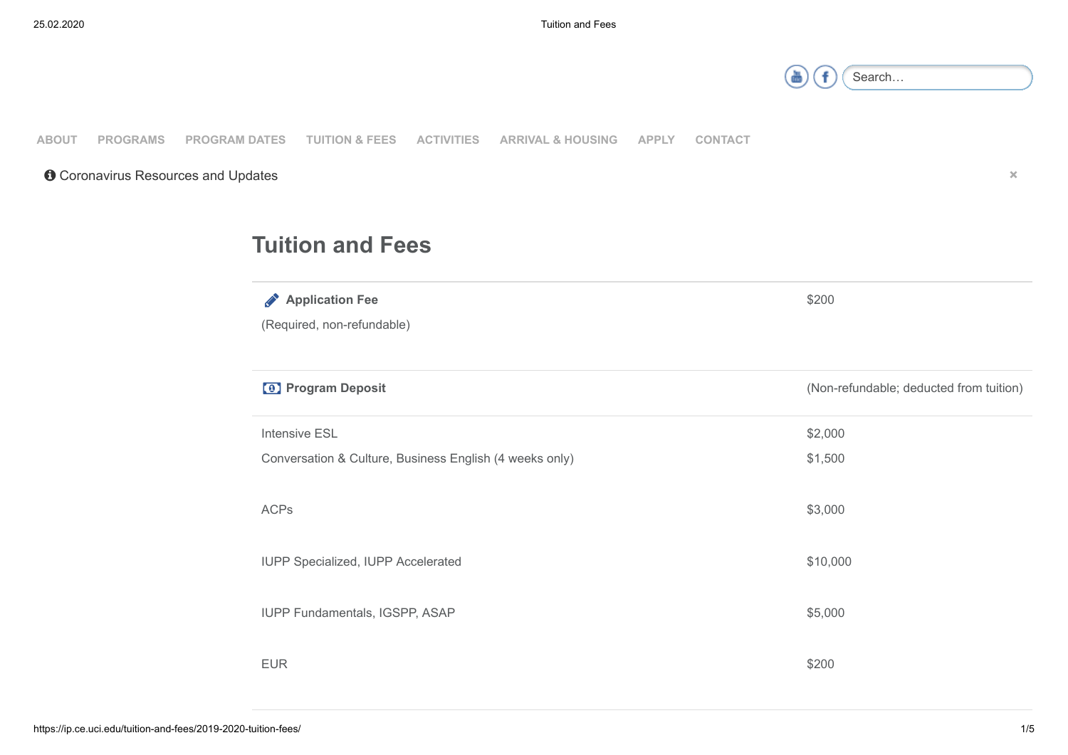ABOUT PROGRAMS PROGRAM DATES TUITION & FEES ACTIVITIES ARRIVAL & HOUSING APPLY CONTACT

Coronavirus Resources and Updates

# Tuition and Fees

| | |
|---|---|
| **Application Fee**<br>(Required, non-refundable) | $200 |
| **Program Deposit** | (Non-refundable; deducted from tuition) |
| Intensive ESL | $2,000 |
| Conversation & Culture, Business English (4 weeks only) | $1,500 |
| ACPs | $3,000 |
| IUPP Specialized, IUPP Accelerated | $10,000 |
| IUPP Fundamentals, IGSPP, ASAP | $5,000 |
| EUR | $200 |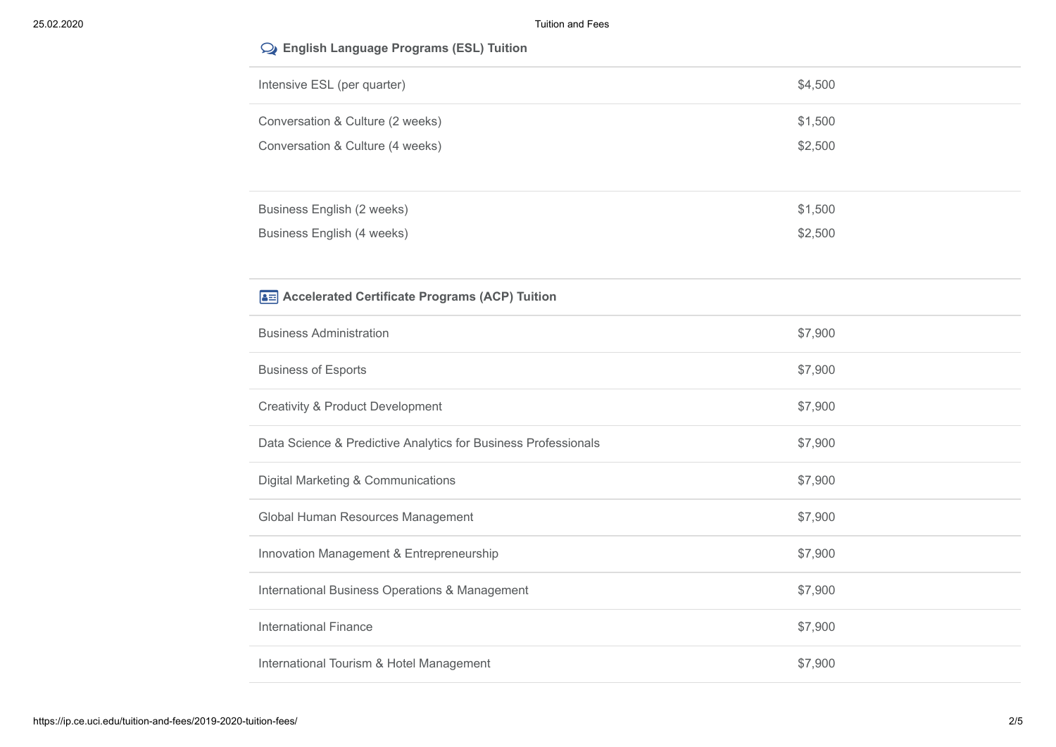### English Language Programs (ESL) Tuition

| | |
|---|---|
| Intensive ESL (per quarter) | $4,500 |
| Conversation & Culture (2 weeks) | $1,500 |
| Conversation & Culture (4 weeks) | $2,500 |
| Business English (2 weeks) | $1,500 |
| Business English (4 weeks) | $2,500 |

### Accelerated Certificate Programs (ACP) Tuition

| | |
|---|---|
| Business Administration | $7,900 |
| Business of Esports | $7,900 |
| Creativity & Product Development | $7,900 |
| Data Science & Predictive Analytics for Business Professionals | $7,900 |
| Digital Marketing & Communications | $7,900 |
| Global Human Resources Management | $7,900 |
| Innovation Management & Entrepreneurship | $7,900 |
| International Business Operations & Management | $7,900 |
| International Finance | $7,900 |
| International Tourism & Hotel Management | $7,900 |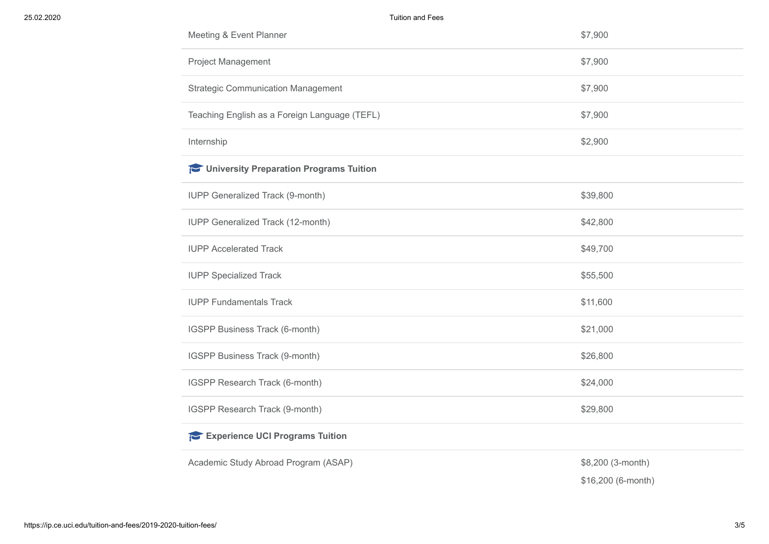| | |
|---|---|
| Meeting & Event Planner | $7,900 |
| Project Management | $7,900 |
| Strategic Communication Management | $7,900 |
| Teaching English as a Foreign Language (TEFL) | $7,900 |
| Internship | $2,900 |
| **University Preparation Programs Tuition** | |
| IUPP Generalized Track (9-month) | $39,800 |
| IUPP Generalized Track (12-month) | $42,800 |
| IUPP Accelerated Track | $49,700 |
| IUPP Specialized Track | $55,500 |
| IUPP Fundamentals Track | $11,600 |
| IGSPP Business Track (6-month) | $21,000 |
| IGSPP Business Track (9-month) | $26,800 |
| IGSPP Research Track (6-month) | $24,000 |
| IGSPP Research Track (9-month) | $29,800 |
| **Experience UCI Programs Tuition** | |
| Academic Study Abroad Program (ASAP) | $8,200 (3-month)<br>$16,200 (6-month) |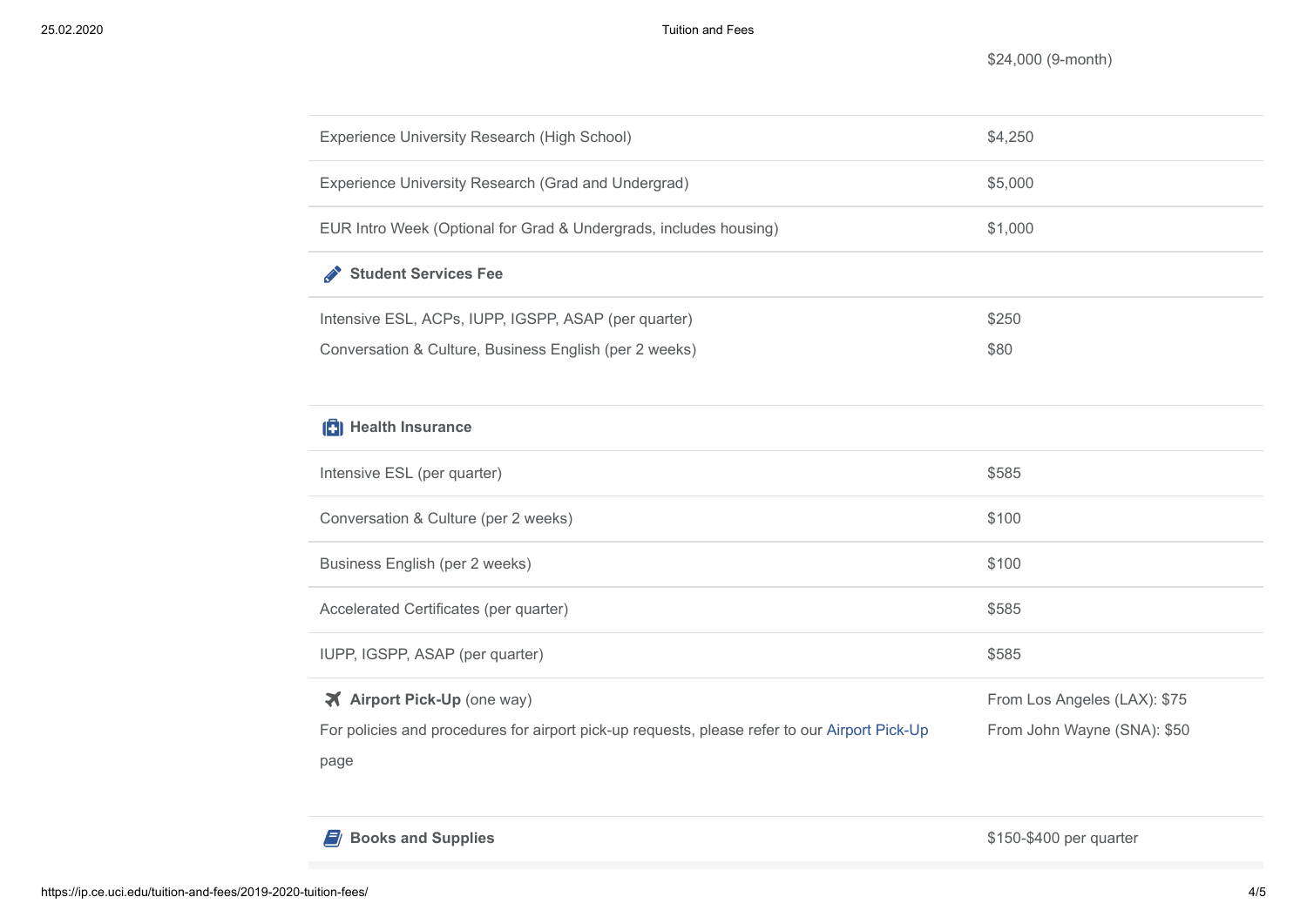| | |
|---|---|
| | $24,000 (9-month) |
| Experience University Research (High School) | $4,250 |
| Experience University Research (Grad and Undergrad) | $5,000 |
| EUR Intro Week (Optional for Grad & Undergrads, includes housing) | $1,000 |
| **Student Services Fee** | |
| Intensive ESL, ACPs, IUPP, IGSPP, ASAP (per quarter) | $250 |
| Conversation & Culture, Business English (per 2 weeks) | $80 |
| **Health Insurance** | |
| Intensive ESL (per quarter) | $585 |
| Conversation & Culture (per 2 weeks) | $100 |
| Business English (per 2 weeks) | $100 |
| Accelerated Certificates (per quarter) | $585 |
| IUPP, IGSPP, ASAP (per quarter) | $585 |
| **Airport Pick-Up** (one way)<br>For policies and procedures for airport pick-up requests, please refer to our Airport Pick-Up page | From Los Angeles (LAX): $75<br>From John Wayne (SNA): $50 |
| **Books and Supplies** | $150-$400 per quarter |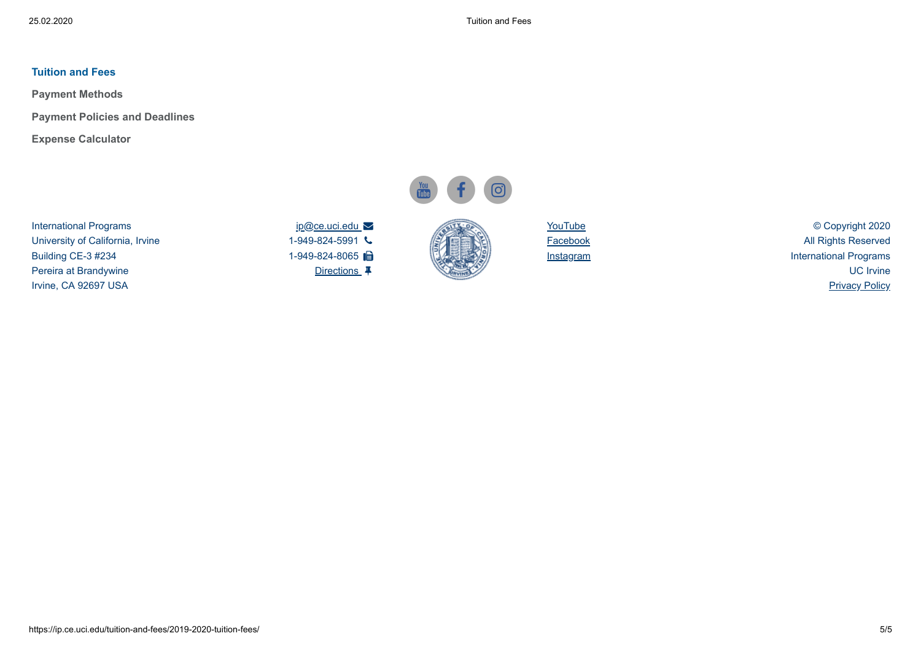**Tuition and Fees**

**Payment Methods**

**Payment Policies and Deadlines**

**Expense Calculator**

International Programs
University of California, Irvine
Building CE-3 #234
Pereira at Brandywine
Irvine, CA 92697 USA

ip@ce.uci.edu
1-949-824-5991
1-949-824-8065
Directions

YouTube
Facebook
Instagram

© Copyright 2020
All Rights Reserved
International Programs
UC Irvine
Privacy Policy